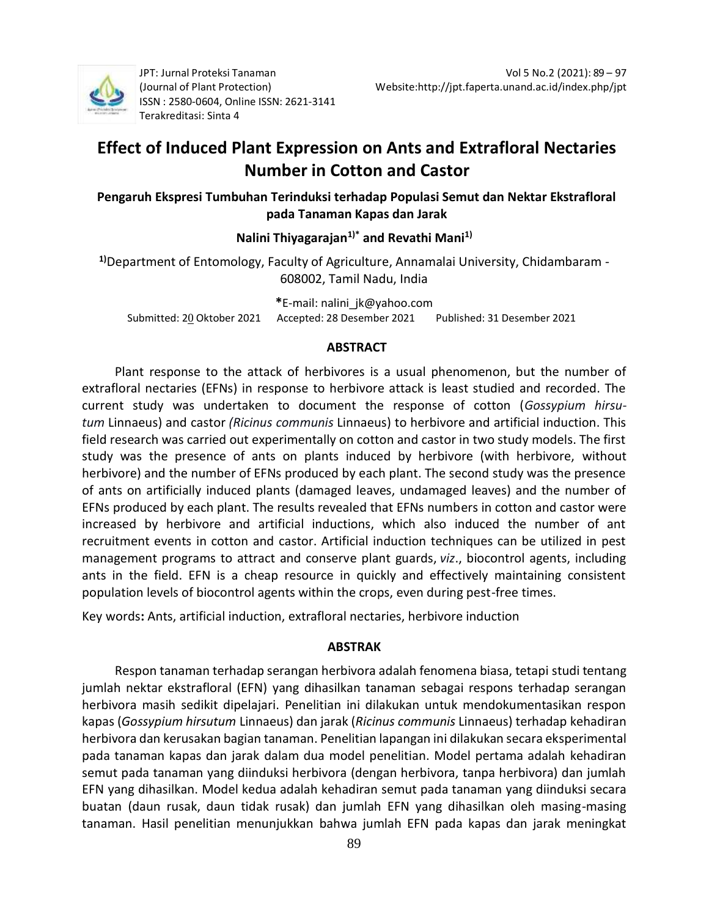# Effect of Induced Plant Expression on Ants and Extrafloral Nectaries Number in Cotton and Castor

**Pengaruh Ekspresi Tumbuhan Terinduksi terhadap Populasi Semut dan Nektar Ekstrafloral pada Tanaman Kapas dan Jarak**

**Nalini Thiyagarajan[1)*] and Revathi Mani[1)]**

[1)]Department of Entomology, Faculty of Agriculture, Annamalai University, Chidambaram - 608002, Tamil Nadu, India

***E-mail: nalini_jk@yahoo.com**

Submitted: 20 Oktober 2021 Accepted: 28 Desember 2021 Published: 31 Desember 2021

## ABSTRACT

Plant response to the attack of herbivores is a usual phenomenon, but the number of extrafloral nectaries (EFNs) in response to herbivore attack is least studied and recorded. The current study was undertaken to document the response of cotton (*Gossypium hirsutum* Linnaeus) and castor (*Ricinus communis* Linnaeus) to herbivore and artificial induction. This field research was carried out experimentally on cotton and castor in two study models. The first study was the presence of ants on plants induced by herbivore (with herbivore, without herbivore) and the number of EFNs produced by each plant. The second study was the presence of ants on artificially induced plants (damaged leaves, undamaged leaves) and the number of EFNs produced by each plant. The results revealed that EFNs numbers in cotton and castor were increased by herbivore and artificial inductions, which also induced the number of ant recruitment events in cotton and castor. Artificial induction techniques can be utilized in pest management programs to attract and conserve plant guards, *viz*., biocontrol agents, including ants in the field. EFN is a cheap resource in quickly and effectively maintaining consistent population levels of biocontrol agents within the crops, even during pest-free times.

Key words**:** Ants, artificial induction, extrafloral nectaries, herbivore induction

## ABSTRAK

Respon tanaman terhadap serangan herbivora adalah fenomena biasa, tetapi studi tentang jumlah nektar ekstrafloral (EFN) yang dihasilkan tanaman sebagai respons terhadap serangan herbivora masih sedikit dipelajari. Penelitian ini dilakukan untuk mendokumentasikan respon kapas (*Gossypium hirsutum* Linnaeus) dan jarak (*Ricinus communis* Linnaeus) terhadap kehadiran herbivora dan kerusakan bagian tanaman. Penelitian lapangan ini dilakukan secara eksperimental pada tanaman kapas dan jarak dalam dua model penelitian. Model pertama adalah kehadiran semut pada tanaman yang diinduksi herbivora (dengan herbivora, tanpa herbivora) dan jumlah EFN yang dihasilkan. Model kedua adalah kehadiran semut pada tanaman yang diinduksi secara buatan (daun rusak, daun tidak rusak) dan jumlah EFN yang dihasilkan oleh masing-masing tanaman. Hasil penelitian menunjukkan bahwa jumlah EFN pada kapas dan jarak meningkat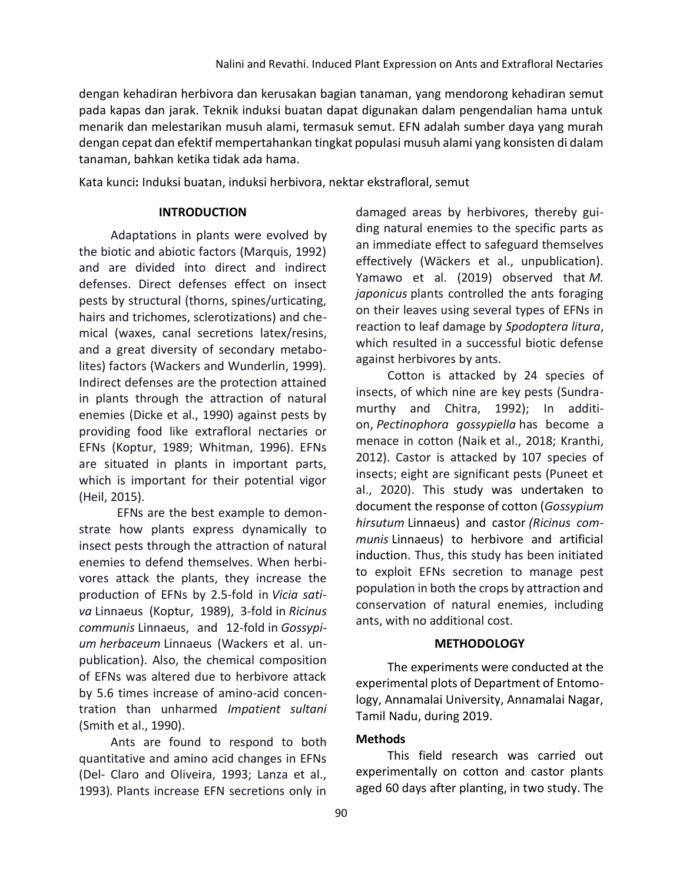dengan kehadiran herbivora dan kerusakan bagian tanaman, yang mendorong kehadiran semut pada kapas dan jarak. Teknik induksi buatan dapat digunakan dalam pengendalian hama untuk menarik dan melestarikan musuh alami, termasuk semut. EFN adalah sumber daya yang murah dengan cepat dan efektif mempertahankan tingkat populasi musuh alami yang konsisten di dalam tanaman, bahkan ketika tidak ada hama.

Kata kunci**:** Induksi buatan, induksi herbivora, nektar ekstrafloral, semut

## INTRODUCTION

Adaptations in plants were evolved by the biotic and abiotic factors (Marquis, 1992) and are divided into direct and indirect defenses. Direct defenses effect on insect pests by structural (thorns, spines/urticating, hairs and trichomes, sclerotizations) and chemical (waxes, canal secretions latex/resins, and a great diversity of secondary metabolites) factors (Wackers and Wunderlin, 1999). Indirect defenses are the protection attained in plants through the attraction of natural enemies (Dicke et al., 1990) against pests by providing food like extrafloral nectaries or EFNs (Koptur, 1989; Whitman, 1996). EFNs are situated in plants in important parts, which is important for their potential vigor (Heil, 2015).

EFNs are the best example to demonstrate how plants express dynamically to insect pests through the attraction of natural enemies to defend themselves. When herbivores attack the plants, they increase the production of EFNs by 2.5-fold in *Vicia sativa* Linnaeus (Koptur, 1989), 3-fold in *Ricinus communis* Linnaeus, and 12-fold in *Gossypium herbaceum* Linnaeus (Wackers et al. unpublication). Also, the chemical composition of EFNs was altered due to herbivore attack by 5.6 times increase of amino-acid concentration than unharmed *Impatient sultani* (Smith et al., 1990).

Ants are found to respond to both quantitative and amino acid changes in EFNs (Del- Claro and Oliveira, 1993; Lanza et al., 1993). Plants increase EFN secretions only in damaged areas by herbivores, thereby guiding natural enemies to the specific parts as an immediate effect to safeguard themselves effectively (Wäckers et al., unpublication). Yamawo et al. (2019) observed that *M. japonicus* plants controlled the ants foraging on their leaves using several types of EFNs in reaction to leaf damage by *Spodoptera litura*, which resulted in a successful biotic defense against herbivores by ants.

Cotton is attacked by 24 species of insects, of which nine are key pests (Sundramurthy and Chitra, 1992); In addition, *Pectinophora gossypiella* has become a menace in cotton (Naik et al., 2018; Kranthi, 2012). Castor is attacked by 107 species of insects; eight are significant pests (Puneet et al., 2020). This study was undertaken to document the response of cotton (*Gossypium hirsutum* Linnaeus) and castor *(Ricinus communis* Linnaeus) to herbivore and artificial induction. Thus, this study has been initiated to exploit EFNs secretion to manage pest population in both the crops by attraction and conservation of natural enemies, including ants, with no additional cost.

## METHODOLOGY

The experiments were conducted at the experimental plots of Department of Entomology, Annamalai University, Annamalai Nagar, Tamil Nadu, during 2019.

### Methods

This field research was carried out experimentally on cotton and castor plants aged 60 days after planting, in two study. The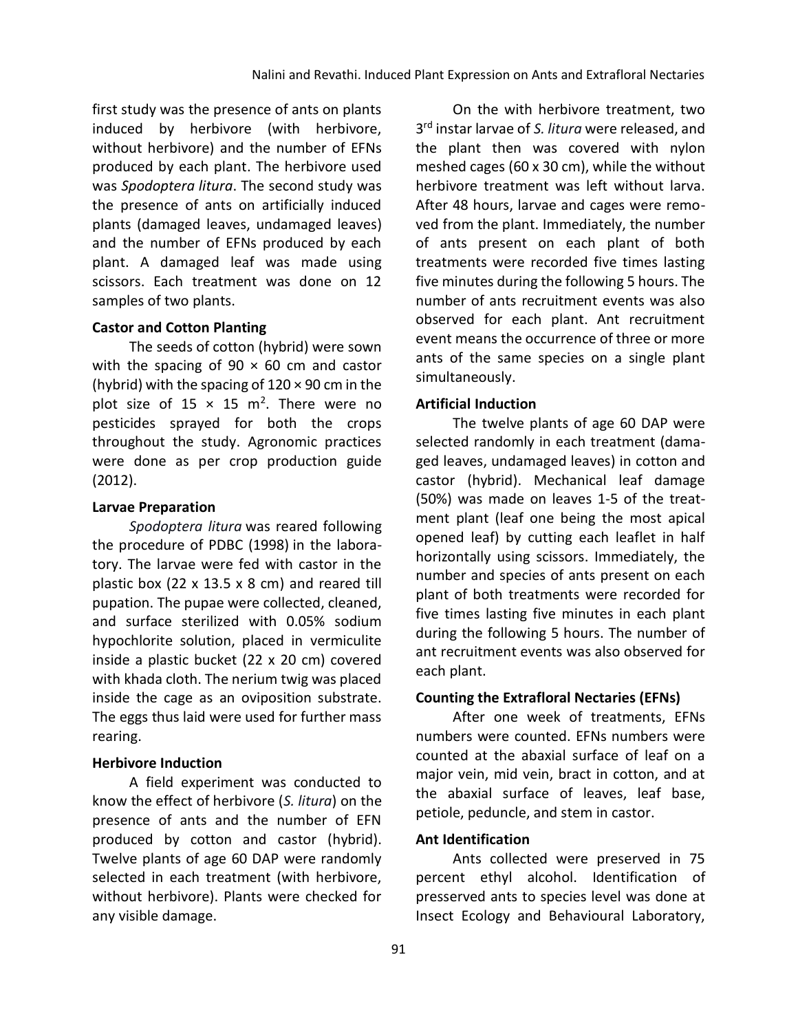first study was the presence of ants on plants induced by herbivore (with herbivore, without herbivore) and the number of EFNs produced by each plant. The herbivore used was *Spodoptera litura*. The second study was the presence of ants on artificially induced plants (damaged leaves, undamaged leaves) and the number of EFNs produced by each plant. A damaged leaf was made using scissors. Each treatment was done on 12 samples of two plants.

**Castor and Cotton Planting**

The seeds of cotton (hybrid) were sown with the spacing of 90 × 60 cm and castor (hybrid) with the spacing of 120 × 90 cm in the plot size of 15 × 15 $m^2$. There were no pesticides sprayed for both the crops throughout the study. Agronomic practices were done as per crop production guide (2012).

**Larvae Preparation**

*Spodoptera litura* was reared following the procedure of PDBC (1998) in the laboratory. The larvae were fed with castor in the plastic box (22 x 13.5 x 8 cm) and reared till pupation. The pupae were collected, cleaned, and surface sterilized with 0.05% sodium hypochlorite solution, placed in vermiculite inside a plastic bucket (22 x 20 cm) covered with khada cloth. The nerium twig was placed inside the cage as an oviposition substrate. The eggs thus laid were used for further mass rearing.

**Herbivore Induction**

A field experiment was conducted to know the effect of herbivore (*S. litura*) on the presence of ants and the number of EFN produced by cotton and castor (hybrid). Twelve plants of age 60 DAP were randomly selected in each treatment (with herbivore, without herbivore). Plants were checked for any visible damage.

On the with herbivore treatment, two 3rd instar larvae of *S. litura* were released, and the plant then was covered with nylon meshed cages (60 x 30 cm), while the without herbivore treatment was left without larva. After 48 hours, larvae and cages were removed from the plant. Immediately, the number of ants present on each plant of both treatments were recorded five times lasting five minutes during the following 5 hours. The number of ants recruitment events was also observed for each plant. Ant recruitment event means the occurrence of three or more ants of the same species on a single plant simultaneously.

**Artificial Induction**

The twelve plants of age 60 DAP were selected randomly in each treatment (damaged leaves, undamaged leaves) in cotton and castor (hybrid). Mechanical leaf damage (50%) was made on leaves 1-5 of the treatment plant (leaf one being the most apical opened leaf) by cutting each leaflet in half horizontally using scissors. Immediately, the number and species of ants present on each plant of both treatments were recorded for five times lasting five minutes in each plant during the following 5 hours. The number of ant recruitment events was also observed for each plant.

**Counting the Extrafloral Nectaries (EFNs)**

After one week of treatments, EFNs numbers were counted. EFNs numbers were counted at the abaxial surface of leaf on a major vein, mid vein, bract in cotton, and at the abaxial surface of leaves, leaf base, petiole, peduncle, and stem in castor.

**Ant Identification**

Ants collected were preserved in 75 percent ethyl alcohol. Identification of presserved ants to species level was done at Insect Ecology and Behavioural Laboratory,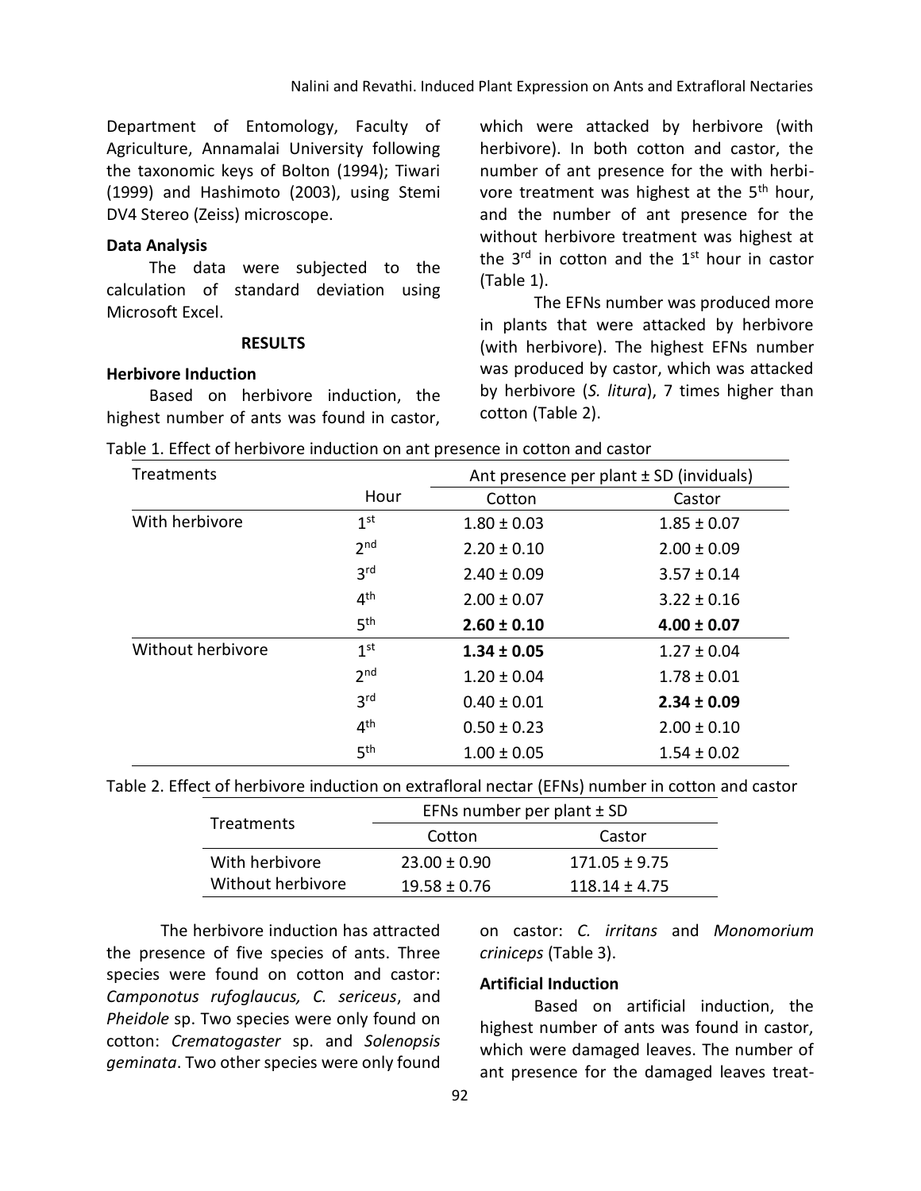Department of Entomology, Faculty of Agriculture, Annamalai University following the taxonomic keys of Bolton (1994); Tiwari (1999) and Hashimoto (2003), using Stemi DV4 Stereo (Zeiss) microscope.

### Data Analysis

The data were subjected to the calculation of standard deviation using Microsoft Excel.

## RESULTS

### Herbivore Induction

Based on herbivore induction, the highest number of ants was found in castor, which were attacked by herbivore (with herbivore). In both cotton and castor, the number of ant presence for the with herbivore treatment was highest at the 5th hour, and the number of ant presence for the without herbivore treatment was highest at the 3rd in cotton and the 1st hour in castor (Table 1).

The EFNs number was produced more in plants that were attacked by herbivore (with herbivore). The highest EFNs number was produced by castor, which was attacked by herbivore (*S. litura*), 7 times higher than cotton (Table 2).

Table 1. Effect of herbivore induction on ant presence in cotton and castor

| Treatments | Hour | Ant presence per plant ± SD (inviduals) | |
|---|---|---|---|
| | | Cotton | Castor |
| With herbivore | 1st | 1.80 ± 0.03 | 1.85 ± 0.07 |
| | 2nd | 2.20 ± 0.10 | 2.00 ± 0.09 |
| | 3rd | 2.40 ± 0.09 | 3.57 ± 0.14 |
| | 4th | 2.00 ± 0.07 | 3.22 ± 0.16 |
| | 5th | **2.60 ± 0.10** | **4.00 ± 0.07** |
| Without herbivore | 1st | **1.34 ± 0.05** | 1.27 ± 0.04 |
| | 2nd | 1.20 ± 0.04 | 1.78 ± 0.01 |
| | 3rd | 0.40 ± 0.01 | **2.34 ± 0.09** |
| | 4th | 0.50 ± 0.23 | 2.00 ± 0.10 |
| | 5th | 1.00 ± 0.05 | 1.54 ± 0.02 |

Table 2. Effect of herbivore induction on extrafloral nectar (EFNs) number in cotton and castor

| Treatments | EFNs number per plant ± SD | |
|---|---|---|
| | Cotton | Castor |
| With herbivore | 23.00 ± 0.90 | 171.05 ± 9.75 |
| Without herbivore | 19.58 ± 0.76 | 118.14 ± 4.75 |

The herbivore induction has attracted the presence of five species of ants. Three species were found on cotton and castor: *Camponotus rufoglaucus, C. sericeus*, and *Pheidole* sp. Two species were only found on cotton: *Crematogaster* sp. and *Solenopsis geminata*. Two other species were only found on castor: *C. irritans* and *Monomorium criniceps* (Table 3).

### Artificial Induction

Based on artificial induction, the highest number of ants was found in castor, which were damaged leaves. The number of ant presence for the damaged leaves treat-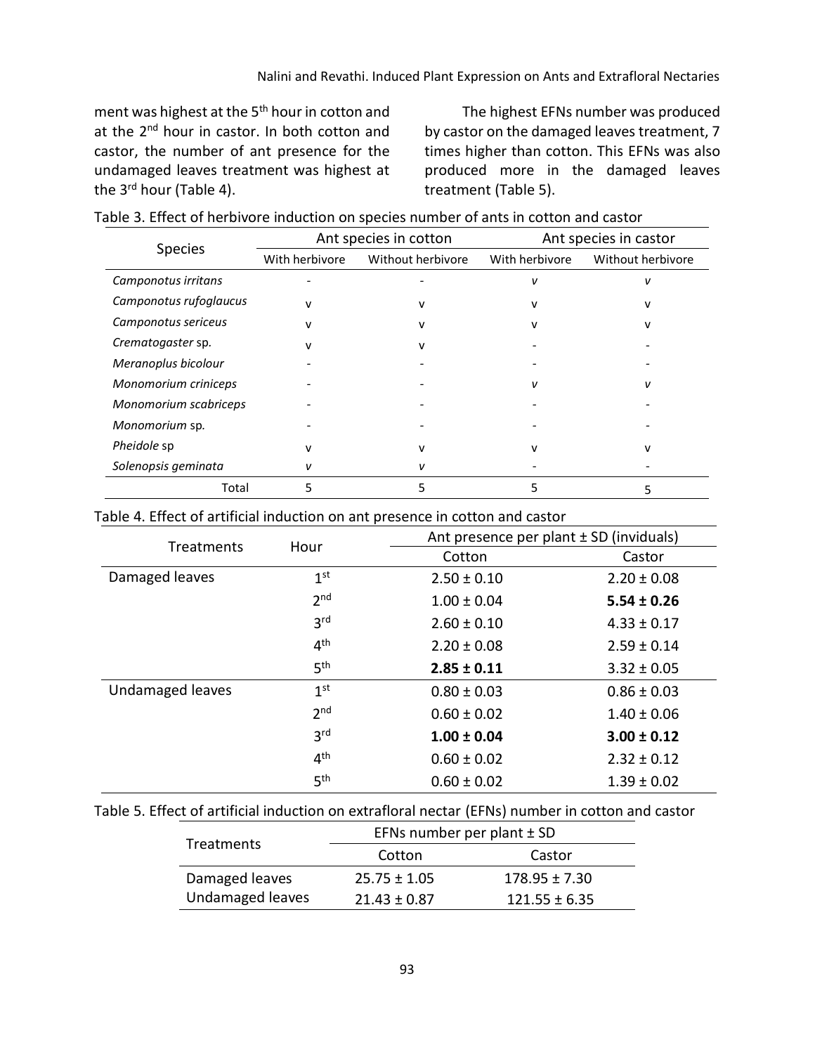ment was highest at the 5th hour in cotton and at the 2nd hour in castor. In both cotton and castor, the number of ant presence for the undamaged leaves treatment was highest at the 3rd hour (Table 4).

The highest EFNs number was produced by castor on the damaged leaves treatment, 7 times higher than cotton. This EFNs was also produced more in the damaged leaves treatment (Table 5).

Table 3. Effect of herbivore induction on species number of ants in cotton and castor

| Species | Ant species in cotton | | Ant species in castor | |
|---|---|---|---|---|
| | With herbivore | Without herbivore | With herbivore | Without herbivore |
| *Camponotus irritans* | - | - | v | v |
| *Camponotus rufoglaucus* | v | v | v | v |
| *Camponotus sericeus* | v | v | v | v |
| *Crematogaster* sp. | v | v | - | - |
| *Meranoplus bicolour* | - | - | - | - |
| *Monomorium criniceps* | - | - | v | v |
| *Monomorium scabriceps* | - | - | - | - |
| *Monomorium* sp. | - | - | - | - |
| *Pheidole* sp | v | v | v | v |
| *Solenopsis geminata* | v | v | - | - |
| Total | 5 | 5 | 5 | 5 |

Table 4. Effect of artificial induction on ant presence in cotton and castor

| Treatments | Hour | Ant presence per plant ± SD (inviduals) | |
|---|---|---|---|
| | | Cotton | Castor |
| Damaged leaves | 1st | 2.50 ± 0.10 | 2.20 ± 0.08 |
| | 2nd | 1.00 ± 0.04 | **5.54 ± 0.26** |
| | 3rd | 2.60 ± 0.10 | 4.33 ± 0.17 |
| | 4th | 2.20 ± 0.08 | 2.59 ± 0.14 |
| | 5th | **2.85 ± 0.11** | 3.32 ± 0.05 |
| Undamaged leaves | 1st | 0.80 ± 0.03 | 0.86 ± 0.03 |
| | 2nd | 0.60 ± 0.02 | 1.40 ± 0.06 |
| | 3rd | **1.00 ± 0.04** | **3.00 ± 0.12** |
| | 4th | 0.60 ± 0.02 | 2.32 ± 0.12 |
| | 5th | 0.60 ± 0.02 | 1.39 ± 0.02 |

Table 5. Effect of artificial induction on extrafloral nectar (EFNs) number in cotton and castor

| Treatments | EFNs number per plant ± SD | |
|---|---|---|
| | Cotton | Castor |
| Damaged leaves | 25.75 ± 1.05 | 178.95 ± 7.30 |
| Undamaged leaves | 21.43 ± 0.87 | 121.55 ± 6.35 |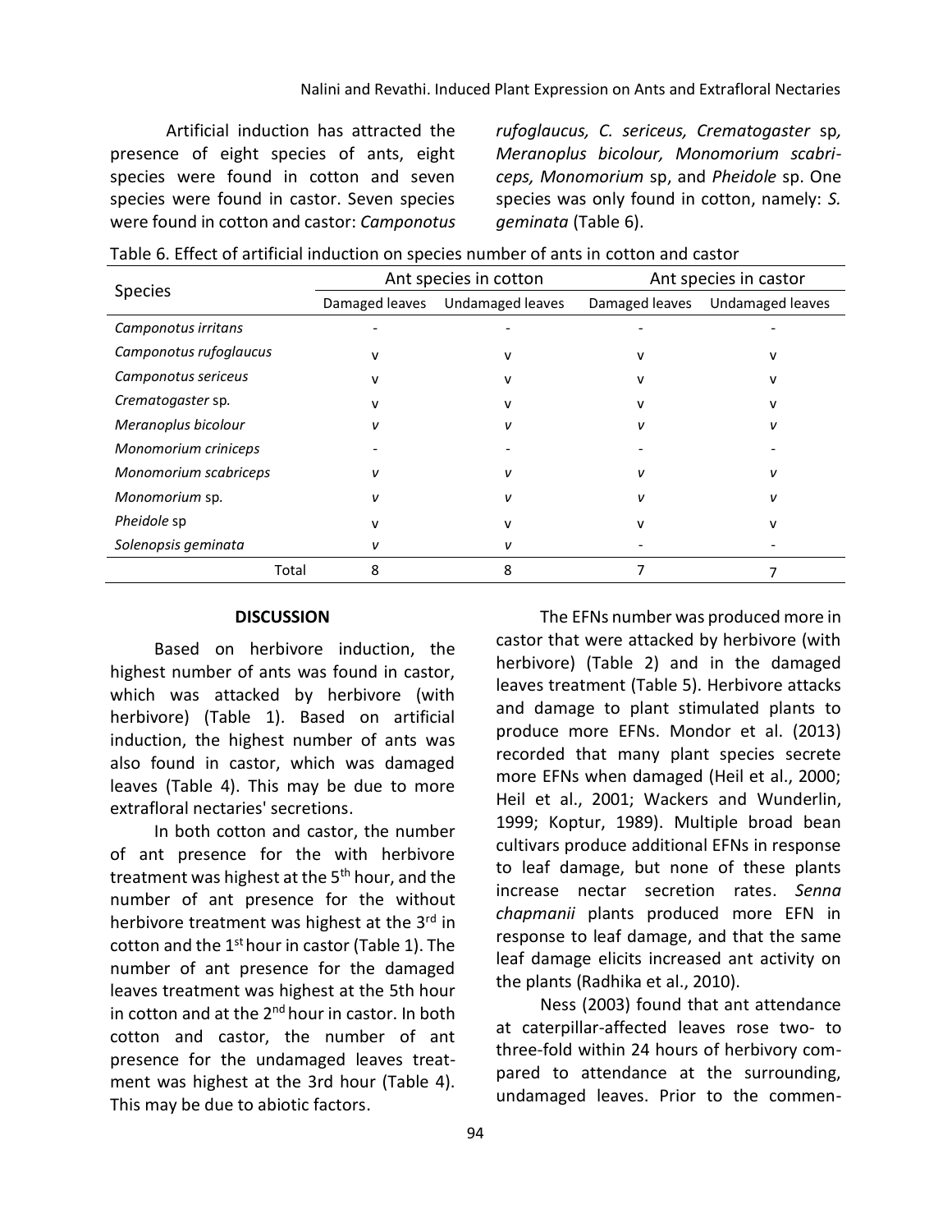Artificial induction has attracted the presence of eight species of ants, eight species were found in cotton and seven species were found in castor. Seven species were found in cotton and castor: *Camponotus rufoglaucus, C. sericeus, Crematogaster* sp*, Meranoplus bicolour, Monomorium scabriceps, Monomorium* sp, and *Pheidole* sp. One species was only found in cotton, namely: *S. geminata* (Table 6).

Table 6. Effect of artificial induction on species number of ants in cotton and castor

| Species | Ant species in cotton | | Ant species in castor | |
|---|---|---|---|---|
| | Damaged leaves | Undamaged leaves | Damaged leaves | Undamaged leaves |
| *Camponotus irritans* | - | - | - | - |
| *Camponotus rufoglaucus* | v | v | v | v |
| *Camponotus sericeus* | v | v | v | v |
| *Crematogaster* sp. | v | v | v | v |
| *Meranoplus bicolour* | *v* | *v* | *v* | *v* |
| *Monomorium criniceps* | - | - | - | - |
| *Monomorium scabriceps* | *v* | *v* | *v* | *v* |
| *Monomorium* sp. | *v* | *v* | *v* | *v* |
| *Pheidole* sp | v | v | v | v |
| *Solenopsis geminata* | *v* | *v* | - | - |
| Total | 8 | 8 | 7 | 7 |

## DISCUSSION

Based on herbivore induction, the highest number of ants was found in castor, which was attacked by herbivore (with herbivore) (Table 1). Based on artificial induction, the highest number of ants was also found in castor, which was damaged leaves (Table 4). This may be due to more extrafloral nectaries' secretions.

In both cotton and castor, the number of ant presence for the with herbivore treatment was highest at the 5th hour, and the number of ant presence for the without herbivore treatment was highest at the 3rd in cotton and the 1st hour in castor (Table 1). The number of ant presence for the damaged leaves treatment was highest at the 5th hour in cotton and at the 2nd hour in castor. In both cotton and castor, the number of ant presence for the undamaged leaves treatment was highest at the 3rd hour (Table 4). This may be due to abiotic factors.

The EFNs number was produced more in castor that were attacked by herbivore (with herbivore) (Table 2) and in the damaged leaves treatment (Table 5). Herbivore attacks and damage to plant stimulated plants to produce more EFNs. Mondor et al. (2013) recorded that many plant species secrete more EFNs when damaged (Heil et al., 2000; Heil et al., 2001; Wackers and Wunderlin, 1999; Koptur, 1989). Multiple broad bean cultivars produce additional EFNs in response to leaf damage, but none of these plants increase nectar secretion rates. *Senna chapmanii* plants produced more EFN in response to leaf damage, and that the same leaf damage elicits increased ant activity on the plants (Radhika et al., 2010).

Ness (2003) found that ant attendance at caterpillar-affected leaves rose two- to three-fold within 24 hours of herbivory compared to attendance at the surrounding, undamaged leaves. Prior to the commen-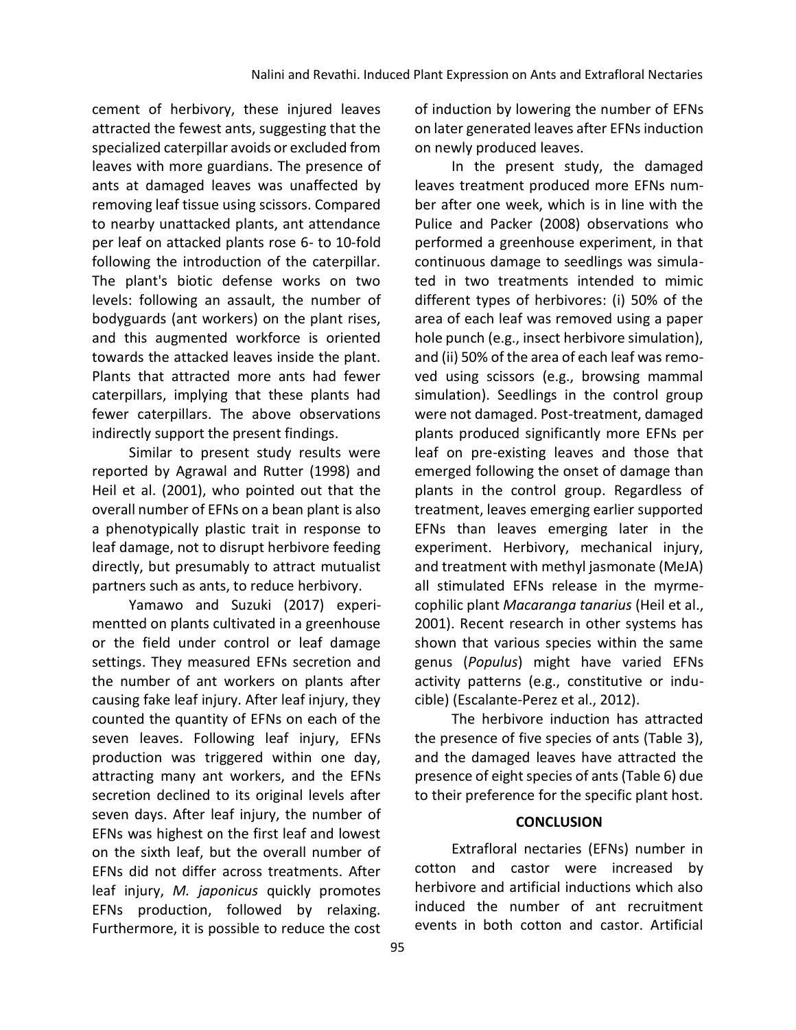cement of herbivory, these injured leaves attracted the fewest ants, suggesting that the specialized caterpillar avoids or excluded from leaves with more guardians. The presence of ants at damaged leaves was unaffected by removing leaf tissue using scissors. Compared to nearby unattacked plants, ant attendance per leaf on attacked plants rose 6- to 10-fold following the introduction of the caterpillar. The plant's biotic defense works on two levels: following an assault, the number of bodyguards (ant workers) on the plant rises, and this augmented workforce is oriented towards the attacked leaves inside the plant. Plants that attracted more ants had fewer caterpillars, implying that these plants had fewer caterpillars. The above observations indirectly support the present findings.

Similar to present study results were reported by Agrawal and Rutter (1998) and Heil et al. (2001), who pointed out that the overall number of EFNs on a bean plant is also a phenotypically plastic trait in response to leaf damage, not to disrupt herbivore feeding directly, but presumably to attract mutualist partners such as ants, to reduce herbivory.

Yamawo and Suzuki (2017) experimentted on plants cultivated in a greenhouse or the field under control or leaf damage settings. They measured EFNs secretion and the number of ant workers on plants after causing fake leaf injury. After leaf injury, they counted the quantity of EFNs on each of the seven leaves. Following leaf injury, EFNs production was triggered within one day, attracting many ant workers, and the EFNs secretion declined to its original levels after seven days. After leaf injury, the number of EFNs was highest on the first leaf and lowest on the sixth leaf, but the overall number of EFNs did not differ across treatments. After leaf injury, *M. japonicus* quickly promotes EFNs production, followed by relaxing. Furthermore, it is possible to reduce the cost of induction by lowering the number of EFNs on later generated leaves after EFNs induction on newly produced leaves.

In the present study, the damaged leaves treatment produced more EFNs number after one week, which is in line with the Pulice and Packer (2008) observations who performed a greenhouse experiment, in that continuous damage to seedlings was simulated in two treatments intended to mimic different types of herbivores: (i) 50% of the area of each leaf was removed using a paper hole punch (e.g., insect herbivore simulation), and (ii) 50% of the area of each leaf was removed using scissors (e.g., browsing mammal simulation). Seedlings in the control group were not damaged. Post-treatment, damaged plants produced significantly more EFNs per leaf on pre-existing leaves and those that emerged following the onset of damage than plants in the control group. Regardless of treatment, leaves emerging earlier supported EFNs than leaves emerging later in the experiment. Herbivory, mechanical injury, and treatment with methyl jasmonate (MeJA) all stimulated EFNs release in the myrmecophilic plant *Macaranga tanarius* (Heil et al., 2001). Recent research in other systems has shown that various species within the same genus (*Populus*) might have varied EFNs activity patterns (e.g., constitutive or inducible) (Escalante-Perez et al., 2012).

The herbivore induction has attracted the presence of five species of ants (Table 3), and the damaged leaves have attracted the presence of eight species of ants (Table 6) due to their preference for the specific plant host.

## CONCLUSION

Extrafloral nectaries (EFNs) number in cotton and castor were increased by herbivore and artificial inductions which also induced the number of ant recruitment events in both cotton and castor. Artificial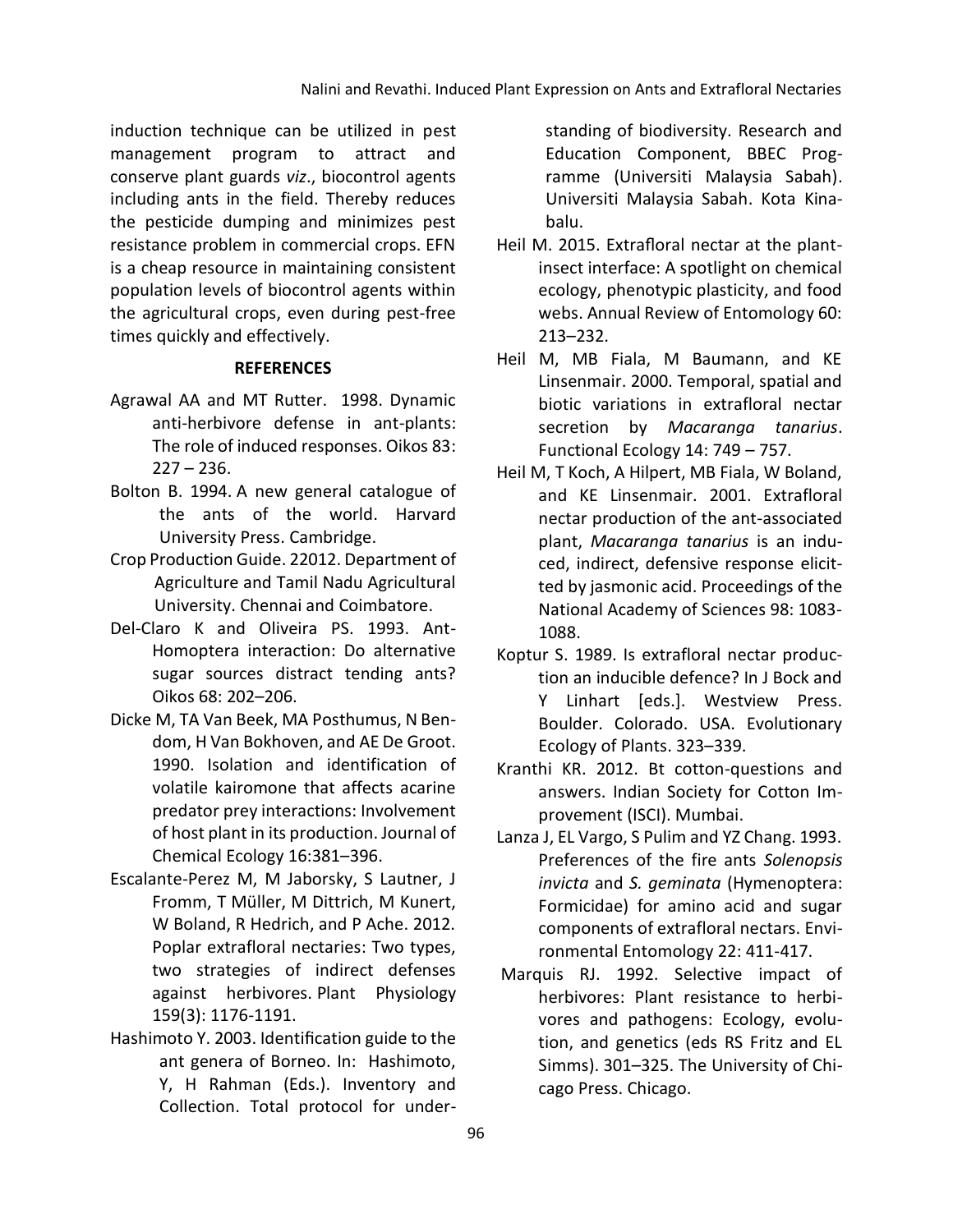induction technique can be utilized in pest management program to attract and conserve plant guards *viz*., biocontrol agents including ants in the field. Thereby reduces the pesticide dumping and minimizes pest resistance problem in commercial crops. EFN is a cheap resource in maintaining consistent population levels of biocontrol agents within the agricultural crops, even during pest-free times quickly and effectively.

## REFERENCES

Agrawal AA and MT Rutter. 1998. Dynamic anti-herbivore defense in ant-plants: The role of induced responses. Oikos 83: 227 – 236.

Bolton B. 1994. A new general catalogue of the ants of the world. Harvard University Press. Cambridge.

Crop Production Guide. 22012. Department of Agriculture and Tamil Nadu Agricultural University. Chennai and Coimbatore.

Del-Claro K and Oliveira PS. 1993. Ant-Homoptera interaction: Do alternative sugar sources distract tending ants? Oikos 68: 202–206.

Dicke M, TA Van Beek, MA Posthumus, N Bendom, H Van Bokhoven, and AE De Groot. 1990. Isolation and identification of volatile kairomone that affects acarine predator prey interactions: Involvement of host plant in its production. Journal of Chemical Ecology 16:381–396.

Escalante-Perez M, M Jaborsky, S Lautner, J Fromm, T Müller, M Dittrich, M Kunert, W Boland, R Hedrich, and P Ache. 2012. Poplar extrafloral nectaries: Two types, two strategies of indirect defenses against herbivores. Plant Physiology 159(3): 1176-1191.

Hashimoto Y. 2003. Identification guide to the ant genera of Borneo. In: Hashimoto, Y, H Rahman (Eds.). Inventory and Collection. Total protocol for understanding of biodiversity. Research and Education Component, BBEC Programme (Universiti Malaysia Sabah). Universiti Malaysia Sabah. Kota Kinabalu.

Heil M. 2015. Extrafloral nectar at the plant-insect interface: A spotlight on chemical ecology, phenotypic plasticity, and food webs. Annual Review of Entomology 60: 213–232.

Heil M, MB Fiala, M Baumann, and KE Linsenmair. 2000. Temporal, spatial and biotic variations in extrafloral nectar secretion by *Macaranga tanarius*. Functional Ecology 14: 749 – 757.

Heil M, T Koch, A Hilpert, MB Fiala, W Boland, and KE Linsenmair. 2001. Extrafloral nectar production of the ant-associated plant, *Macaranga tanarius* is an induced, indirect, defensive response elicitted by jasmonic acid. Proceedings of the National Academy of Sciences 98: 1083-1088.

Koptur S. 1989. Is extrafloral nectar production an inducible defence? In J Bock and Y Linhart [eds.]. Westview Press. Boulder. Colorado. USA. Evolutionary Ecology of Plants. 323–339.

Kranthi KR. 2012. Bt cotton-questions and answers. Indian Society for Cotton Improvement (ISCI). Mumbai.

Lanza J, EL Vargo, S Pulim and YZ Chang. 1993. Preferences of the fire ants *Solenopsis invicta* and *S. geminata* (Hymenoptera: Formicidae) for amino acid and sugar components of extrafloral nectars. Environmental Entomology 22: 411-417.

Marquis RJ. 1992. Selective impact of herbivores: Plant resistance to herbivores and pathogens: Ecology, evolution, and genetics (eds RS Fritz and EL Simms). 301–325. The University of Chicago Press. Chicago.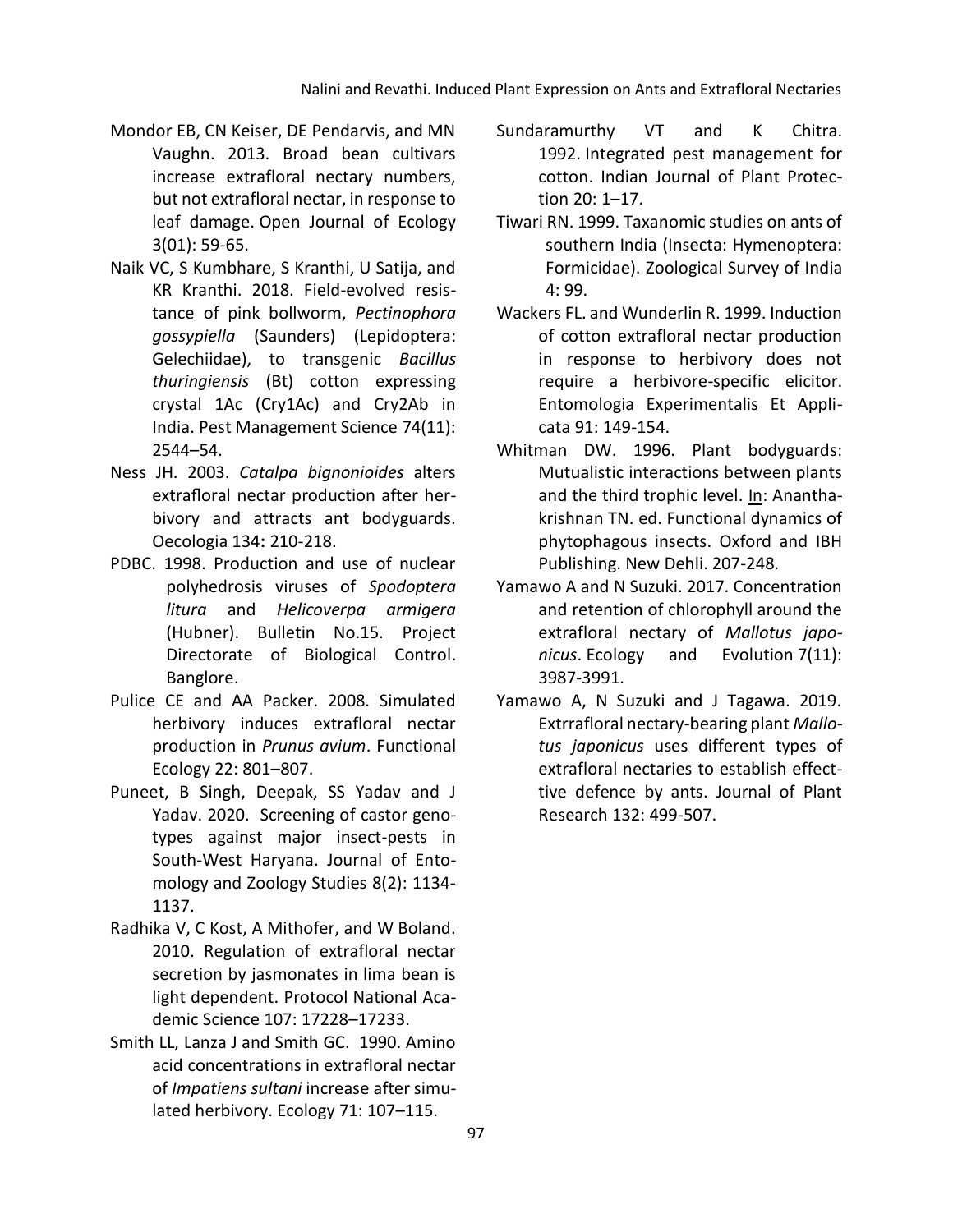Mondor EB, CN Keiser, DE Pendarvis, and MN Vaughn. 2013. Broad bean cultivars increase extrafloral nectary numbers, but not extrafloral nectar, in response to leaf damage. Open Journal of Ecology 3(01): 59-65.

Naik VC, S Kumbhare, S Kranthi, U Satija, and KR Kranthi. 2018. Field-evolved resistance of pink bollworm, *Pectinophora gossypiella* (Saunders) (Lepidoptera: Gelechiidae), to transgenic *Bacillus thuringiensis* (Bt) cotton expressing crystal 1Ac (Cry1Ac) and Cry2Ab in India. Pest Management Science 74(11): 2544–54.

Ness JH. 2003. *Catalpa bignonioides* alters extrafloral nectar production after herbivory and attracts ant bodyguards. Oecologia 134**:** 210-218.

PDBC. 1998. Production and use of nuclear polyhedrosis viruses of *Spodoptera litura* and *Helicoverpa armigera* (Hubner). Bulletin No.15. Project Directorate of Biological Control. Banglore.

Pulice CE and AA Packer. 2008. Simulated herbivory induces extrafloral nectar production in *Prunus avium*. Functional Ecology 22: 801–807.

Puneet, B Singh, Deepak, SS Yadav and J Yadav. 2020. Screening of castor genotypes against major insect-pests in South-West Haryana. Journal of Entomology and Zoology Studies 8(2): 1134-1137.

Radhika V, C Kost, A Mithofer, and W Boland. 2010. Regulation of extrafloral nectar secretion by jasmonates in lima bean is light dependent. Protocol National Academic Science 107: 17228–17233.

Smith LL, Lanza J and Smith GC. 1990. Amino acid concentrations in extrafloral nectar of *Impatiens sultani* increase after simulated herbivory. Ecology 71: 107–115.

Sundaramurthy VT and K Chitra. 1992. Integrated pest management for cotton. Indian Journal of Plant Protection 20: 1–17.

Tiwari RN. 1999. Taxanomic studies on ants of southern India (Insecta: Hymenoptera: Formicidae). Zoological Survey of India 4: 99.

Wackers FL. and Wunderlin R. 1999. Induction of cotton extrafloral nectar production in response to herbivory does not require a herbivore-specific elicitor. Entomologia Experimentalis Et Applicata 91: 149-154.

Whitman DW. 1996. Plant bodyguards: Mutualistic interactions between plants and the third trophic level. In: Ananthakrishnan TN. ed. Functional dynamics of phytophagous insects. Oxford and IBH Publishing. New Dehli. 207-248.

Yamawo A and N Suzuki. 2017. Concentration and retention of chlorophyll around the extrafloral nectary of *Mallotus japonicus*. Ecology and Evolution 7(11): 3987-3991.

Yamawo A, N Suzuki and J Tagawa. 2019. Extrrafloral nectary-bearing plant *Mallotus japonicus* uses different types of extrafloral nectaries to establish effecttive defence by ants. Journal of Plant Research 132: 499-507.